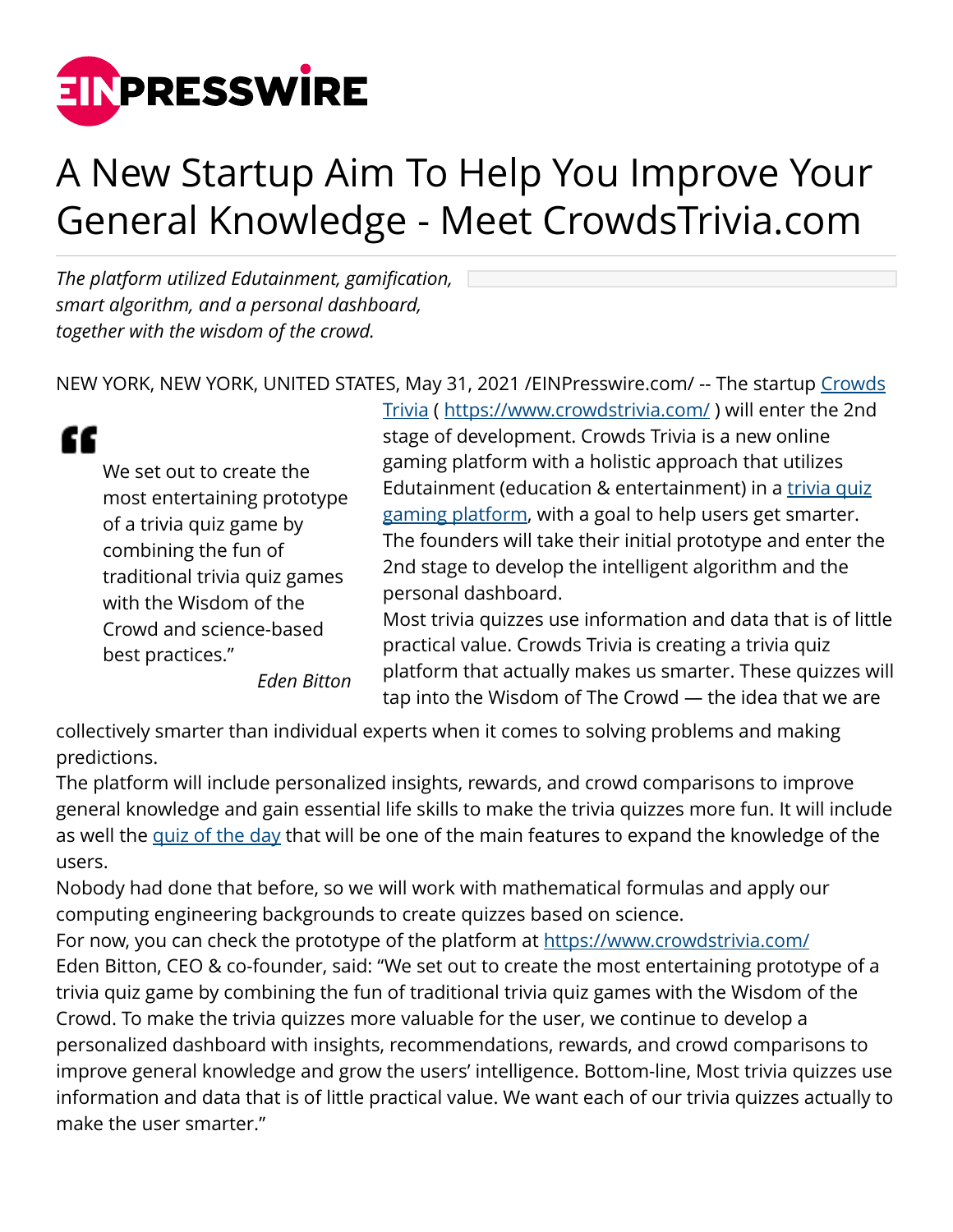# A New Startup Aim To Help You Improve Your General Knowledge - Meet CrowdsTrivia.com

*The platform utilized Edutainment, gamification, smart algorithm, and a personal dashboard, together with the wisdom of the crowd.*

NEW YORK, NEW YORK, UNITED STATES, May 31, 2021 /EINPresswire.com/ -- The startup [Crowds Trivia](https://www.crowdstrivia.com/) ( [https://www.crowdstrivia.com/](https://www.crowdstrivia.com/) ) will enter the 2nd stage of development. Crowds Trivia is a new online gaming platform with a holistic approach that utilizes Edutainment (education & entertainment) in a [trivia quiz gaming platform](https://www.crowdstrivia.com/), with a goal to help users get smarter. The founders will take their initial prototype and enter the 2nd stage to develop the intelligent algorithm and the personal dashboard.

> We set out to create the most entertaining prototype of a trivia quiz game by combining the fun of traditional trivia quiz games with the Wisdom of the Crowd and science-based best practices.”
>
> *Eden Bitton*

Most trivia quizzes use information and data that is of little practical value. Crowds Trivia is creating a trivia quiz platform that actually makes us smarter. These quizzes will tap into the Wisdom of The Crowd — the idea that we are collectively smarter than individual experts when it comes to solving problems and making predictions.

The platform will include personalized insights, rewards, and crowd comparisons to improve general knowledge and gain essential life skills to make the trivia quizzes more fun. It will include as well the [quiz of the day](https://www.crowdstrivia.com/) that will be one of the main features to expand the knowledge of the users.

Nobody had done that before, so we will work with mathematical formulas and apply our computing engineering backgrounds to create quizzes based on science.

For now, you can check the prototype of the platform at [https://www.crowdstrivia.com/](https://www.crowdstrivia.com/)

Eden Bitton, CEO & co-founder, said: “We set out to create the most entertaining prototype of a trivia quiz game by combining the fun of traditional trivia quiz games with the Wisdom of the Crowd. To make the trivia quizzes more valuable for the user, we continue to develop a personalized dashboard with insights, recommendations, rewards, and crowd comparisons to improve general knowledge and grow the users’ intelligence. Bottom-line, Most trivia quizzes use information and data that is of little practical value. We want each of our trivia quizzes actually to make the user smarter.”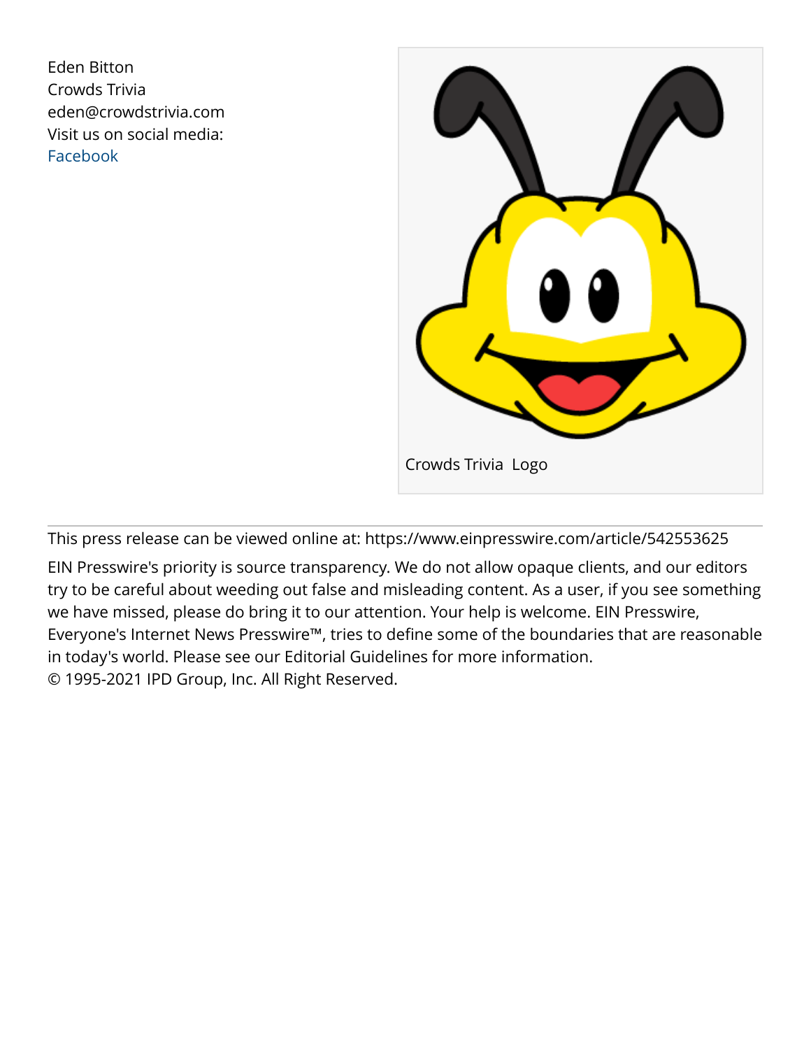Eden Bitton
Crowds Trivia
eden@crowdstrivia.com
Visit us on social media:
Facebook

Crowds Trivia Logo

---

This press release can be viewed online at: https://www.einpresswire.com/article/542553625

EIN Presswire's priority is source transparency. We do not allow opaque clients, and our editors try to be careful about weeding out false and misleading content. As a user, if you see something we have missed, please do bring it to our attention. Your help is welcome. EIN Presswire, Everyone's Internet News Presswire™, tries to define some of the boundaries that are reasonable in today's world. Please see our Editorial Guidelines for more information.
© 1995-2021 IPD Group, Inc. All Right Reserved.